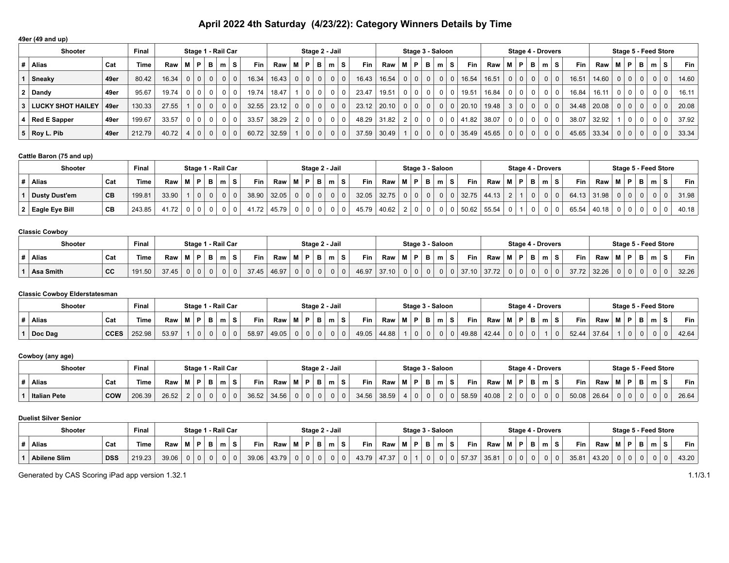# April 2022 4th Saturday (4/23/22): Category Winners Details by Time

**49er (49 and up)**

| Shooter | | | Final | Stage 1 - Rail Car | | | | | | | Stage 2 - Jail | | | | | | | Stage 3 - Saloon | | | | | | | Stage 4 - Drovers | | | | | | | Stage 5 - Feed Store | | | | | | |
|---|---|---|---|---|---|---|---|---|---|---|---|---|---|---|---|---|---|---|---|---|---|---|---|---|---|---|---|---|---|---|---|---|---|---|---|---|---|---|
| # | Alias | Cat | Time | Raw | M | P | B | m | S | Fin | Raw | M | P | B | m | S | Fin | Raw | M | P | B | m | S | Fin | Raw | M | P | B | m | S | Fin | Raw | M | P | B | m | S | Fin |
| 1 | Sneaky | 49er | 80.42 | 16.34 | 0 | 0 | 0 | 0 | 0 | 16.34 | 16.43 | 0 | 0 | 0 | 0 | 0 | 16.43 | 16.54 | 0 | 0 | 0 | 0 | 0 | 16.54 | 16.51 | 0 | 0 | 0 | 0 | 0 | 16.51 | 14.60 | 0 | 0 | 0 | 0 | 0 | 14.60 |
| 2 | Dandy | 49er | 95.67 | 19.74 | 0 | 0 | 0 | 0 | 0 | 19.74 | 18.47 | 1 | 0 | 0 | 0 | 0 | 23.47 | 19.51 | 0 | 0 | 0 | 0 | 0 | 19.51 | 16.84 | 0 | 0 | 0 | 0 | 0 | 16.84 | 16.11 | 0 | 0 | 0 | 0 | 0 | 16.11 |
| 3 | LUCKY SHOT HAILEY | 49er | 130.33 | 27.55 | 1 | 0 | 0 | 0 | 0 | 32.55 | 23.12 | 0 | 0 | 0 | 0 | 0 | 23.12 | 20.10 | 0 | 0 | 0 | 0 | 0 | 20.10 | 19.48 | 3 | 0 | 0 | 0 | 0 | 34.48 | 20.08 | 0 | 0 | 0 | 0 | 0 | 20.08 |
| 4 | Red E Sapper | 49er | 199.67 | 33.57 | 0 | 0 | 0 | 0 | 0 | 33.57 | 38.29 | 2 | 0 | 0 | 0 | 0 | 48.29 | 31.82 | 2 | 0 | 0 | 0 | 0 | 41.82 | 38.07 | 0 | 0 | 0 | 0 | 0 | 38.07 | 32.92 | 1 | 0 | 0 | 0 | 0 | 37.92 |
| 5 | Roy L. Pib | 49er | 212.79 | 40.72 | 4 | 0 | 0 | 0 | 0 | 60.72 | 32.59 | 1 | 0 | 0 | 0 | 0 | 37.59 | 30.49 | 1 | 0 | 0 | 0 | 0 | 35.49 | 45.65 | 0 | 0 | 0 | 0 | 0 | 45.65 | 33.34 | 0 | 0 | 0 | 0 | 0 | 33.34 |

**Cattle Baron (75 and up)**

| Shooter | | | Final | Stage 1 - Rail Car | | | | | | | Stage 2 - Jail | | | | | | | Stage 3 - Saloon | | | | | | | Stage 4 - Drovers | | | | | | | Stage 5 - Feed Store | | | | | | |
|---|---|---|---|---|---|---|---|---|---|---|---|---|---|---|---|---|---|---|---|---|---|---|---|---|---|---|---|---|---|---|---|---|---|---|---|---|---|---|
| # | Alias | Cat | Time | Raw | M | P | B | m | S | Fin | Raw | M | P | B | m | S | Fin | Raw | M | P | B | m | S | Fin | Raw | M | P | B | m | S | Fin | Raw | M | P | B | m | S | Fin |
| 1 | Dusty Dust'em | CB | 199.81 | 33.90 | 1 | 0 | 0 | 0 | 0 | 38.90 | 32.05 | 0 | 0 | 0 | 0 | 0 | 32.05 | 32.75 | 0 | 0 | 0 | 0 | 0 | 32.75 | 44.13 | 2 | 1 | 0 | 0 | 0 | 64.13 | 31.98 | 0 | 0 | 0 | 0 | 0 | 31.98 |
| 2 | Eagle Eye Bill | CB | 243.85 | 41.72 | 0 | 0 | 0 | 0 | 0 | 41.72 | 45.79 | 0 | 0 | 0 | 0 | 0 | 45.79 | 40.62 | 2 | 0 | 0 | 0 | 0 | 50.62 | 55.54 | 0 | 1 | 0 | 0 | 0 | 65.54 | 40.18 | 0 | 0 | 0 | 0 | 0 | 40.18 |

**Classic Cowboy**

| Shooter | | | Final | Stage 1 - Rail Car | | | | | | | Stage 2 - Jail | | | | | | | Stage 3 - Saloon | | | | | | | Stage 4 - Drovers | | | | | | | Stage 5 - Feed Store | | | | | | |
|---|---|---|---|---|---|---|---|---|---|---|---|---|---|---|---|---|---|---|---|---|---|---|---|---|---|---|---|---|---|---|---|---|---|---|---|---|---|---|
| # | Alias | Cat | Time | Raw | M | P | B | m | S | Fin | Raw | M | P | B | m | S | Fin | Raw | M | P | B | m | S | Fin | Raw | M | P | B | m | S | Fin | Raw | M | P | B | m | S | Fin |
| 1 | Asa Smith | CC | 191.50 | 37.45 | 0 | 0 | 0 | 0 | 0 | 37.45 | 46.97 | 0 | 0 | 0 | 0 | 0 | 46.97 | 37.10 | 0 | 0 | 0 | 0 | 0 | 37.10 | 37.72 | 0 | 0 | 0 | 0 | 0 | 37.72 | 32.26 | 0 | 0 | 0 | 0 | 0 | 32.26 |

**Classic Cowboy Elderstatesman**

| Shooter | | | Final | Stage 1 - Rail Car | | | | | | | Stage 2 - Jail | | | | | | | Stage 3 - Saloon | | | | | | | Stage 4 - Drovers | | | | | | | Stage 5 - Feed Store | | | | | | |
|---|---|---|---|---|---|---|---|---|---|---|---|---|---|---|---|---|---|---|---|---|---|---|---|---|---|---|---|---|---|---|---|---|---|---|---|---|---|---|
| # | Alias | Cat | Time | Raw | M | P | B | m | S | Fin | Raw | M | P | B | m | S | Fin | Raw | M | P | B | m | S | Fin | Raw | M | P | B | m | S | Fin | Raw | M | P | B | m | S | Fin |
| 1 | Doc Dag | CCES | 252.98 | 53.97 | 1 | 0 | 0 | 0 | 0 | 58.97 | 49.05 | 0 | 0 | 0 | 0 | 0 | 49.05 | 44.88 | 1 | 0 | 0 | 0 | 0 | 49.88 | 42.44 | 0 | 0 | 0 | 1 | 0 | 52.44 | 37.64 | 1 | 0 | 0 | 0 | 0 | 42.64 |

**Cowboy (any age)**

| Shooter | | | Final | Stage 1 - Rail Car | | | | | | | Stage 2 - Jail | | | | | | | Stage 3 - Saloon | | | | | | | Stage 4 - Drovers | | | | | | | Stage 5 - Feed Store | | | | | | |
|---|---|---|---|---|---|---|---|---|---|---|---|---|---|---|---|---|---|---|---|---|---|---|---|---|---|---|---|---|---|---|---|---|---|---|---|---|---|---|
| # | Alias | Cat | Time | Raw | M | P | B | m | S | Fin | Raw | M | P | B | m | S | Fin | Raw | M | P | B | m | S | Fin | Raw | M | P | B | m | S | Fin | Raw | M | P | B | m | S | Fin |
| 1 | Italian Pete | COW | 206.39 | 26.52 | 2 | 0 | 0 | 0 | 0 | 36.52 | 34.56 | 0 | 0 | 0 | 0 | 0 | 34.56 | 38.59 | 4 | 0 | 0 | 0 | 0 | 58.59 | 40.08 | 2 | 0 | 0 | 0 | 0 | 50.08 | 26.64 | 0 | 0 | 0 | 0 | 0 | 26.64 |

**Duelist Silver Senior**

| Shooter | | | Final | Stage 1 - Rail Car | | | | | | | Stage 2 - Jail | | | | | | | Stage 3 - Saloon | | | | | | | Stage 4 - Drovers | | | | | | | Stage 5 - Feed Store | | | | | | |
|---|---|---|---|---|---|---|---|---|---|---|---|---|---|---|---|---|---|---|---|---|---|---|---|---|---|---|---|---|---|---|---|---|---|---|---|---|---|---|
| # | Alias | Cat | Time | Raw | M | P | B | m | S | Fin | Raw | M | P | B | m | S | Fin | Raw | M | P | B | m | S | Fin | Raw | M | P | B | m | S | Fin | Raw | M | P | B | m | S | Fin |
| 1 | Abilene Slim | DSS | 219.23 | 39.06 | 0 | 0 | 0 | 0 | 0 | 39.06 | 43.79 | 0 | 0 | 0 | 0 | 0 | 43.79 | 47.37 | 0 | 1 | 0 | 0 | 0 | 57.37 | 35.81 | 0 | 0 | 0 | 0 | 0 | 35.81 | 43.20 | 0 | 0 | 0 | 0 | 0 | 43.20 |

Generated by CAS Scoring iPad app version 1.32.1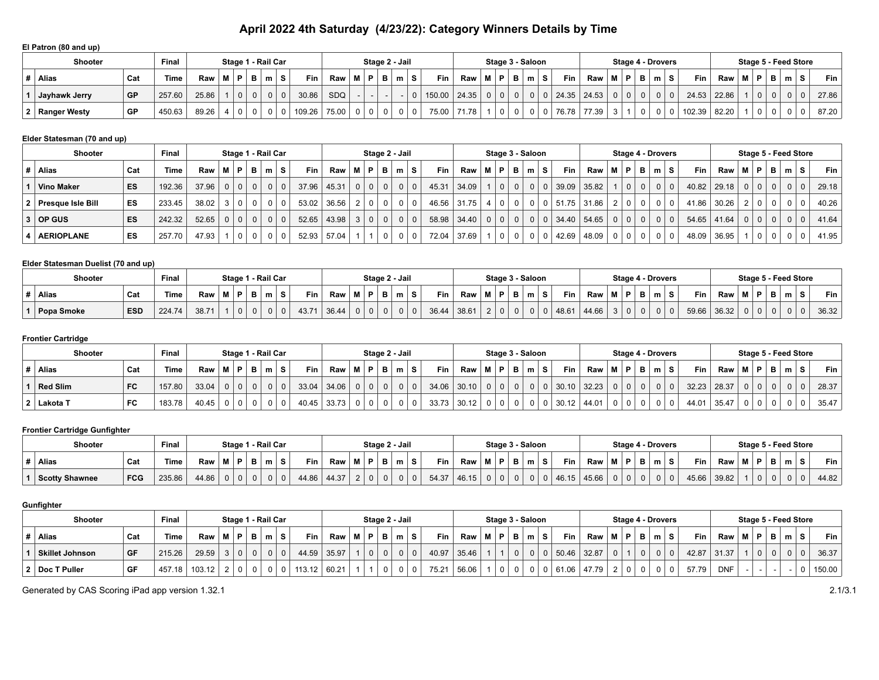# April 2022 4th Saturday (4/23/22): Category Winners Details by Time

### El Patron (80 and up)

| Shooter | | | Final | Stage 1 - Rail Car | | | | | | | Stage 2 - Jail | | | | | | | Stage 3 - Saloon | | | | | | | Stage 4 - Drovers | | | | | | | Stage 5 - Feed Store | | | | | | |
|---|---|---|---|---|---|---|---|---|---|---|---|---|---|---|---|---|---|---|---|---|---|---|---|---|---|---|---|---|---|---|---|---|---|---|---|---|---|---|
| # | Alias | Cat | Time | Raw | M | P | B | m | S | Fin | Raw | M | P | B | m | S | Fin | Raw | M | P | B | m | S | Fin | Raw | M | P | B | m | S | Fin | Raw | M | P | B | m | S | Fin |
| 1 | Jayhawk Jerry | GP | 257.60 | 25.86 | 1 | 0 | 0 | 0 | 0 | 30.86 | SDQ | - | - | - | - | 0 | 150.00 | 24.35 | 0 | 0 | 0 | 0 | 0 | 24.35 | 24.53 | 0 | 0 | 0 | 0 | 0 | 24.53 | 22.86 | 1 | 0 | 0 | 0 | 0 | 27.86 |
| 2 | Ranger Westy | GP | 450.63 | 89.26 | 4 | 0 | 0 | 0 | 0 | 109.26 | 75.00 | 0 | 0 | 0 | 0 | 0 | 75.00 | 71.78 | 1 | 0 | 0 | 0 | 0 | 76.78 | 77.39 | 3 | 1 | 0 | 0 | 0 | 102.39 | 82.20 | 1 | 0 | 0 | 0 | 0 | 87.20 |

### Elder Statesman (70 and up)

| Shooter | | | Final | Stage 1 - Rail Car | | | | | | | Stage 2 - Jail | | | | | | | Stage 3 - Saloon | | | | | | | Stage 4 - Drovers | | | | | | | Stage 5 - Feed Store | | | | | | |
|---|---|---|---|---|---|---|---|---|---|---|---|---|---|---|---|---|---|---|---|---|---|---|---|---|---|---|---|---|---|---|---|---|---|---|---|---|---|---|
| # | Alias | Cat | Time | Raw | M | P | B | m | S | Fin | Raw | M | P | B | m | S | Fin | Raw | M | P | B | m | S | Fin | Raw | M | P | B | m | S | Fin | Raw | M | P | B | m | S | Fin |
| 1 | Vino Maker | ES | 192.36 | 37.96 | 0 | 0 | 0 | 0 | 0 | 37.96 | 45.31 | 0 | 0 | 0 | 0 | 0 | 45.31 | 34.09 | 1 | 0 | 0 | 0 | 0 | 39.09 | 35.82 | 1 | 0 | 0 | 0 | 0 | 40.82 | 29.18 | 0 | 0 | 0 | 0 | 0 | 29.18 |
| 2 | Presque Isle Bill | ES | 233.45 | 38.02 | 3 | 0 | 0 | 0 | 0 | 53.02 | 36.56 | 2 | 0 | 0 | 0 | 0 | 46.56 | 31.75 | 4 | 0 | 0 | 0 | 0 | 51.75 | 31.86 | 2 | 0 | 0 | 0 | 0 | 41.86 | 30.26 | 2 | 0 | 0 | 0 | 0 | 40.26 |
| 3 | OP GUS | ES | 242.32 | 52.65 | 0 | 0 | 0 | 0 | 0 | 52.65 | 43.98 | 3 | 0 | 0 | 0 | 0 | 58.98 | 34.40 | 0 | 0 | 0 | 0 | 0 | 34.40 | 54.65 | 0 | 0 | 0 | 0 | 0 | 54.65 | 41.64 | 0 | 0 | 0 | 0 | 0 | 41.64 |
| 4 | AERIOPLANE | ES | 257.70 | 47.93 | 1 | 0 | 0 | 0 | 0 | 52.93 | 57.04 | 1 | 1 | 0 | 0 | 0 | 72.04 | 37.69 | 1 | 0 | 0 | 0 | 0 | 42.69 | 48.09 | 0 | 0 | 0 | 0 | 0 | 48.09 | 36.95 | 1 | 0 | 0 | 0 | 0 | 41.95 |

### Elder Statesman Duelist (70 and up)

| Shooter | | | Final | Stage 1 - Rail Car | | | | | | | Stage 2 - Jail | | | | | | | Stage 3 - Saloon | | | | | | | Stage 4 - Drovers | | | | | | | Stage 5 - Feed Store | | | | | | |
|---|---|---|---|---|---|---|---|---|---|---|---|---|---|---|---|---|---|---|---|---|---|---|---|---|---|---|---|---|---|---|---|---|---|---|---|---|---|---|
| # | Alias | Cat | Time | Raw | M | P | B | m | S | Fin | Raw | M | P | B | m | S | Fin | Raw | M | P | B | m | S | Fin | Raw | M | P | B | m | S | Fin | Raw | M | P | B | m | S | Fin |
| 1 | Popa Smoke | ESD | 224.74 | 38.71 | 1 | 0 | 0 | 0 | 0 | 43.71 | 36.44 | 0 | 0 | 0 | 0 | 0 | 36.44 | 38.61 | 2 | 0 | 0 | 0 | 0 | 48.61 | 44.66 | 3 | 0 | 0 | 0 | 0 | 59.66 | 36.32 | 0 | 0 | 0 | 0 | 0 | 36.32 |

### Frontier Cartridge

| Shooter | | | Final | Stage 1 - Rail Car | | | | | | | Stage 2 - Jail | | | | | | | Stage 3 - Saloon | | | | | | | Stage 4 - Drovers | | | | | | | Stage 5 - Feed Store | | | | | | |
|---|---|---|---|---|---|---|---|---|---|---|---|---|---|---|---|---|---|---|---|---|---|---|---|---|---|---|---|---|---|---|---|---|---|---|---|---|---|---|
| # | Alias | Cat | Time | Raw | M | P | B | m | S | Fin | Raw | M | P | B | m | S | Fin | Raw | M | P | B | m | S | Fin | Raw | M | P | B | m | S | Fin | Raw | M | P | B | m | S | Fin |
| 1 | Red Slim | FC | 157.80 | 33.04 | 0 | 0 | 0 | 0 | 0 | 33.04 | 34.06 | 0 | 0 | 0 | 0 | 0 | 34.06 | 30.10 | 0 | 0 | 0 | 0 | 0 | 30.10 | 32.23 | 0 | 0 | 0 | 0 | 0 | 32.23 | 28.37 | 0 | 0 | 0 | 0 | 0 | 28.37 |
| 2 | Lakota T | FC | 183.78 | 40.45 | 0 | 0 | 0 | 0 | 0 | 40.45 | 33.73 | 0 | 0 | 0 | 0 | 0 | 33.73 | 30.12 | 0 | 0 | 0 | 0 | 0 | 30.12 | 44.01 | 0 | 0 | 0 | 0 | 0 | 44.01 | 35.47 | 0 | 0 | 0 | 0 | 0 | 35.47 |

### Frontier Cartridge Gunfighter

| Shooter | | | Final | Stage 1 - Rail Car | | | | | | | Stage 2 - Jail | | | | | | | Stage 3 - Saloon | | | | | | | Stage 4 - Drovers | | | | | | | Stage 5 - Feed Store | | | | | | |
|---|---|---|---|---|---|---|---|---|---|---|---|---|---|---|---|---|---|---|---|---|---|---|---|---|---|---|---|---|---|---|---|---|---|---|---|---|---|---|
| # | Alias | Cat | Time | Raw | M | P | B | m | S | Fin | Raw | M | P | B | m | S | Fin | Raw | M | P | B | m | S | Fin | Raw | M | P | B | m | S | Fin | Raw | M | P | B | m | S | Fin |
| 1 | Scotty Shawnee | FCG | 235.86 | 44.86 | 0 | 0 | 0 | 0 | 0 | 44.86 | 44.37 | 2 | 0 | 0 | 0 | 0 | 54.37 | 46.15 | 0 | 0 | 0 | 0 | 0 | 46.15 | 45.66 | 0 | 0 | 0 | 0 | 0 | 45.66 | 39.82 | 1 | 0 | 0 | 0 | 0 | 44.82 |

### Gunfighter

| Shooter | | | Final | Stage 1 - Rail Car | | | | | | | Stage 2 - Jail | | | | | | | Stage 3 - Saloon | | | | | | | Stage 4 - Drovers | | | | | | | Stage 5 - Feed Store | | | | | | |
|---|---|---|---|---|---|---|---|---|---|---|---|---|---|---|---|---|---|---|---|---|---|---|---|---|---|---|---|---|---|---|---|---|---|---|---|---|---|---|
| # | Alias | Cat | Time | Raw | M | P | B | m | S | Fin | Raw | M | P | B | m | S | Fin | Raw | M | P | B | m | S | Fin | Raw | M | P | B | m | S | Fin | Raw | M | P | B | m | S | Fin |
| 1 | Skillet Johnson | GF | 215.26 | 29.59 | 3 | 0 | 0 | 0 | 0 | 44.59 | 35.97 | 1 | 0 | 0 | 0 | 0 | 40.97 | 35.46 | 1 | 1 | 0 | 0 | 0 | 50.46 | 32.87 | 0 | 1 | 0 | 0 | 0 | 42.87 | 31.37 | 1 | 0 | 0 | 0 | 0 | 36.37 |
| 2 | Doc T Puller | GF | 457.18 | 103.12 | 2 | 0 | 0 | 0 | 0 | 113.12 | 60.21 | 1 | 1 | 0 | 0 | 0 | 75.21 | 56.06 | 1 | 0 | 0 | 0 | 0 | 61.06 | 47.79 | 2 | 0 | 0 | 0 | 0 | 57.79 | DNF | - | - | - | - | 0 | 150.00 |

Generated by CAS Scoring iPad app version 1.32.1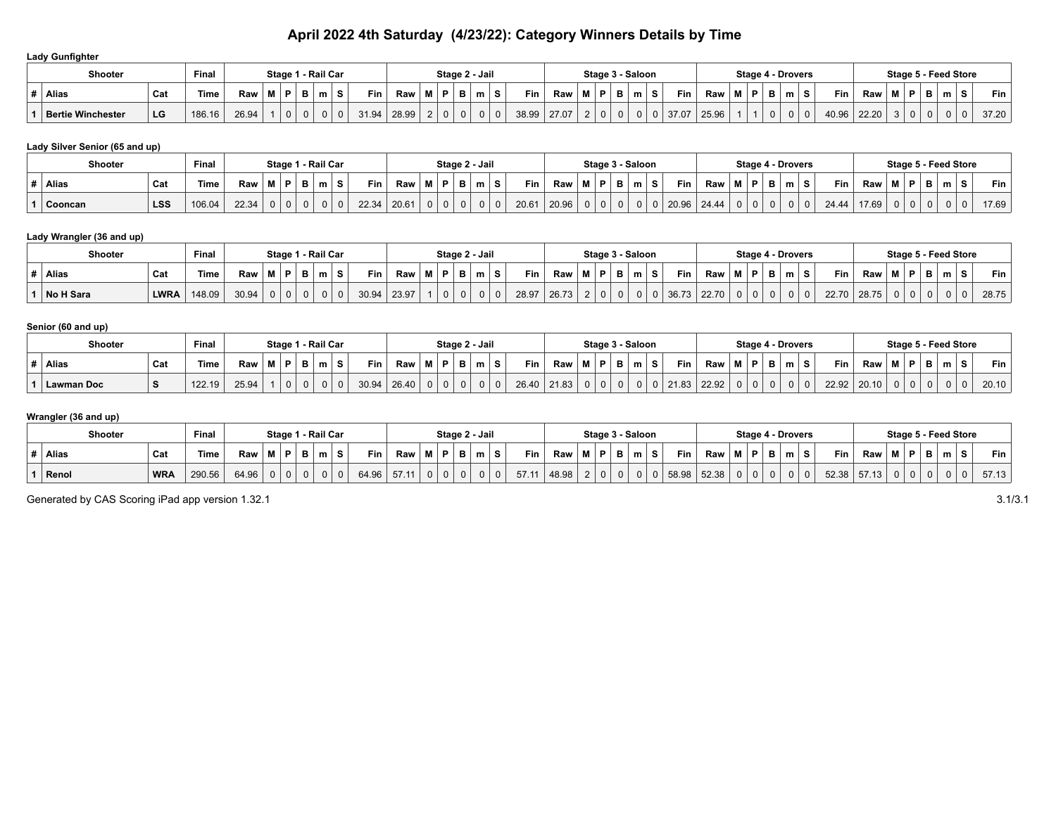# April 2022 4th Saturday (4/23/22): Category Winners Details by Time

**Lady Gunfighter**

| Shooter | | | Final | Stage 1 - Rail Car | | | | | | | Stage 2 - Jail | | | | | | | Stage 3 - Saloon | | | | | | | Stage 4 - Drovers | | | | | | | Stage 5 - Feed Store | | | | | | |
|---|---|---|---|---|---|---|---|---|---|---|---|---|---|---|---|---|---|---|---|---|---|---|---|---|---|---|---|---|---|---|---|---|---|---|---|---|---|---|
| # | Alias | Cat | Time | Raw | M | P | B | m | S | Fin | Raw | M | P | B | m | S | Fin | Raw | M | P | B | m | S | Fin | Raw | M | P | B | m | S | Fin | Raw | M | P | B | m | S | Fin |
| 1 | Bertie Winchester | LG | 186.16 | 26.94 | 1 | 0 | 0 | 0 | 0 | 31.94 | 28.99 | 2 | 0 | 0 | 0 | 0 | 38.99 | 27.07 | 2 | 0 | 0 | 0 | 0 | 37.07 | 25.96 | 1 | 1 | 0 | 0 | 0 | 40.96 | 22.20 | 3 | 0 | 0 | 0 | 0 | 37.20 |

**Lady Silver Senior (65 and up)**

| Shooter | | | Final | Stage 1 - Rail Car | | | | | | | Stage 2 - Jail | | | | | | | Stage 3 - Saloon | | | | | | | Stage 4 - Drovers | | | | | | | Stage 5 - Feed Store | | | | | | |
|---|---|---|---|---|---|---|---|---|---|---|---|---|---|---|---|---|---|---|---|---|---|---|---|---|---|---|---|---|---|---|---|---|---|---|---|---|---|---|
| # | Alias | Cat | Time | Raw | M | P | B | m | S | Fin | Raw | M | P | B | m | S | Fin | Raw | M | P | B | m | S | Fin | Raw | M | P | B | m | S | Fin | Raw | M | P | B | m | S | Fin |
| 1 | Cooncan | LSS | 106.04 | 22.34 | 0 | 0 | 0 | 0 | 0 | 22.34 | 20.61 | 0 | 0 | 0 | 0 | 0 | 20.61 | 20.96 | 0 | 0 | 0 | 0 | 0 | 20.96 | 24.44 | 0 | 0 | 0 | 0 | 0 | 24.44 | 17.69 | 0 | 0 | 0 | 0 | 0 | 17.69 |

**Lady Wrangler (36 and up)**

| Shooter | | | Final | Stage 1 - Rail Car | | | | | | | Stage 2 - Jail | | | | | | | Stage 3 - Saloon | | | | | | | Stage 4 - Drovers | | | | | | | Stage 5 - Feed Store | | | | | | |
|---|---|---|---|---|---|---|---|---|---|---|---|---|---|---|---|---|---|---|---|---|---|---|---|---|---|---|---|---|---|---|---|---|---|---|---|---|---|---|
| # | Alias | Cat | Time | Raw | M | P | B | m | S | Fin | Raw | M | P | B | m | S | Fin | Raw | M | P | B | m | S | Fin | Raw | M | P | B | m | S | Fin | Raw | M | P | B | m | S | Fin |
| 1 | No H Sara | LWRA | 148.09 | 30.94 | 0 | 0 | 0 | 0 | 0 | 30.94 | 23.97 | 1 | 0 | 0 | 0 | 0 | 28.97 | 26.73 | 2 | 0 | 0 | 0 | 0 | 36.73 | 22.70 | 0 | 0 | 0 | 0 | 0 | 22.70 | 28.75 | 0 | 0 | 0 | 0 | 0 | 28.75 |

**Senior (60 and up)**

| Shooter | | | Final | Stage 1 - Rail Car | | | | | | | Stage 2 - Jail | | | | | | | Stage 3 - Saloon | | | | | | | Stage 4 - Drovers | | | | | | | Stage 5 - Feed Store | | | | | | |
|---|---|---|---|---|---|---|---|---|---|---|---|---|---|---|---|---|---|---|---|---|---|---|---|---|---|---|---|---|---|---|---|---|---|---|---|---|---|---|
| # | Alias | Cat | Time | Raw | M | P | B | m | S | Fin | Raw | M | P | B | m | S | Fin | Raw | M | P | B | m | S | Fin | Raw | M | P | B | m | S | Fin | Raw | M | P | B | m | S | Fin |
| 1 | Lawman Doc | S | 122.19 | 25.94 | 1 | 0 | 0 | 0 | 0 | 30.94 | 26.40 | 0 | 0 | 0 | 0 | 0 | 26.40 | 21.83 | 0 | 0 | 0 | 0 | 0 | 21.83 | 22.92 | 0 | 0 | 0 | 0 | 0 | 22.92 | 20.10 | 0 | 0 | 0 | 0 | 0 | 20.10 |

**Wrangler (36 and up)**

| Shooter | | | Final | Stage 1 - Rail Car | | | | | | | Stage 2 - Jail | | | | | | | Stage 3 - Saloon | | | | | | | Stage 4 - Drovers | | | | | | | Stage 5 - Feed Store | | | | | | |
|---|---|---|---|---|---|---|---|---|---|---|---|---|---|---|---|---|---|---|---|---|---|---|---|---|---|---|---|---|---|---|---|---|---|---|---|---|---|---|
| # | Alias | Cat | Time | Raw | M | P | B | m | S | Fin | Raw | M | P | B | m | S | Fin | Raw | M | P | B | m | S | Fin | Raw | M | P | B | m | S | Fin | Raw | M | P | B | m | S | Fin |
| 1 | Renol | WRA | 290.56 | 64.96 | 0 | 0 | 0 | 0 | 0 | 64.96 | 57.11 | 0 | 0 | 0 | 0 | 0 | 57.11 | 48.98 | 2 | 0 | 0 | 0 | 0 | 58.98 | 52.38 | 0 | 0 | 0 | 0 | 0 | 52.38 | 57.13 | 0 | 0 | 0 | 0 | 0 | 57.13 |

Generated by CAS Scoring iPad app version 1.32.1